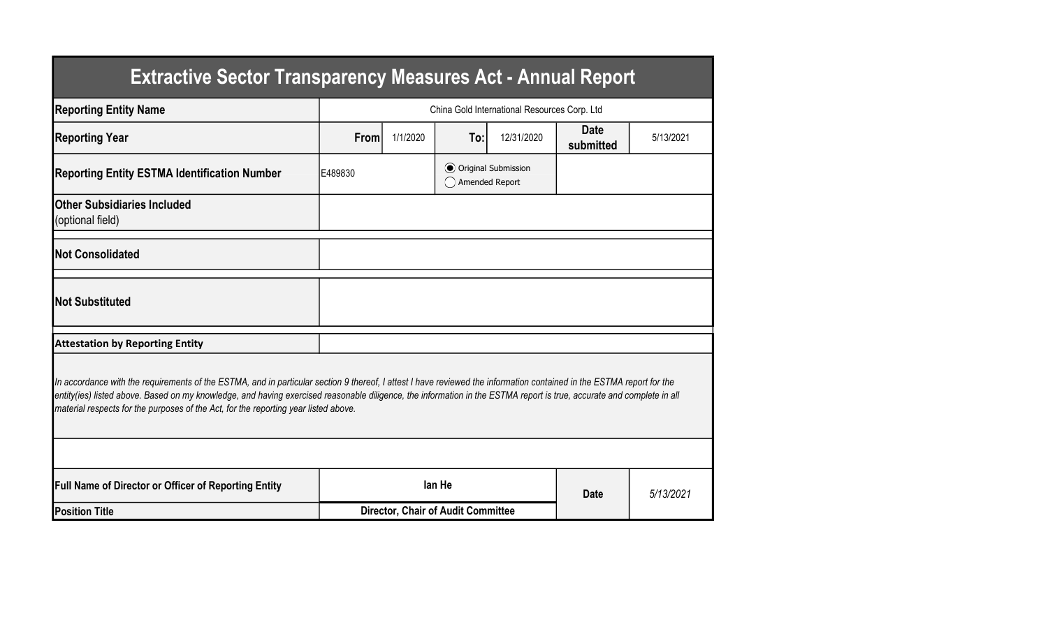# Extractive Sector Transparency Measures Act - Annual Report

| | | | | | | |
|---|---|---|---|---|---|---|
| **Reporting Entity Name** | China Gold International Resources Corp. Ltd | | | | | |
| **Reporting Year** | **From** | 1/1/2020 | **To:** | 12/31/2020 | **Date submitted** | 5/13/2021 |
| **Reporting Entity ESTMA Identification Number** | E489830 | | ◉ Original Submission ◯ Amended Report | | | |
| **Other Subsidiaries Included** (optional field) | | | | | | |
| **Not Consolidated** | | | | | | |
| **Not Substituted** | | | | | | |

**Attestation by Reporting Entity**

*In accordance with the requirements of the ESTMA, and in particular section 9 thereof, I attest I have reviewed the information contained in the ESTMA report for the entity(ies) listed above. Based on my knowledge, and having exercised reasonable diligence, the information in the ESTMA report is true, accurate and complete in all material respects for the purposes of the Act, for the reporting year listed above.*

| | | | |
|---|---|---|---|
| **Full Name of Director or Officer of Reporting Entity** | **Ian He** | **Date** | *5/13/2021* |
| **Position Title** | **Director, Chair of Audit Committee** | | |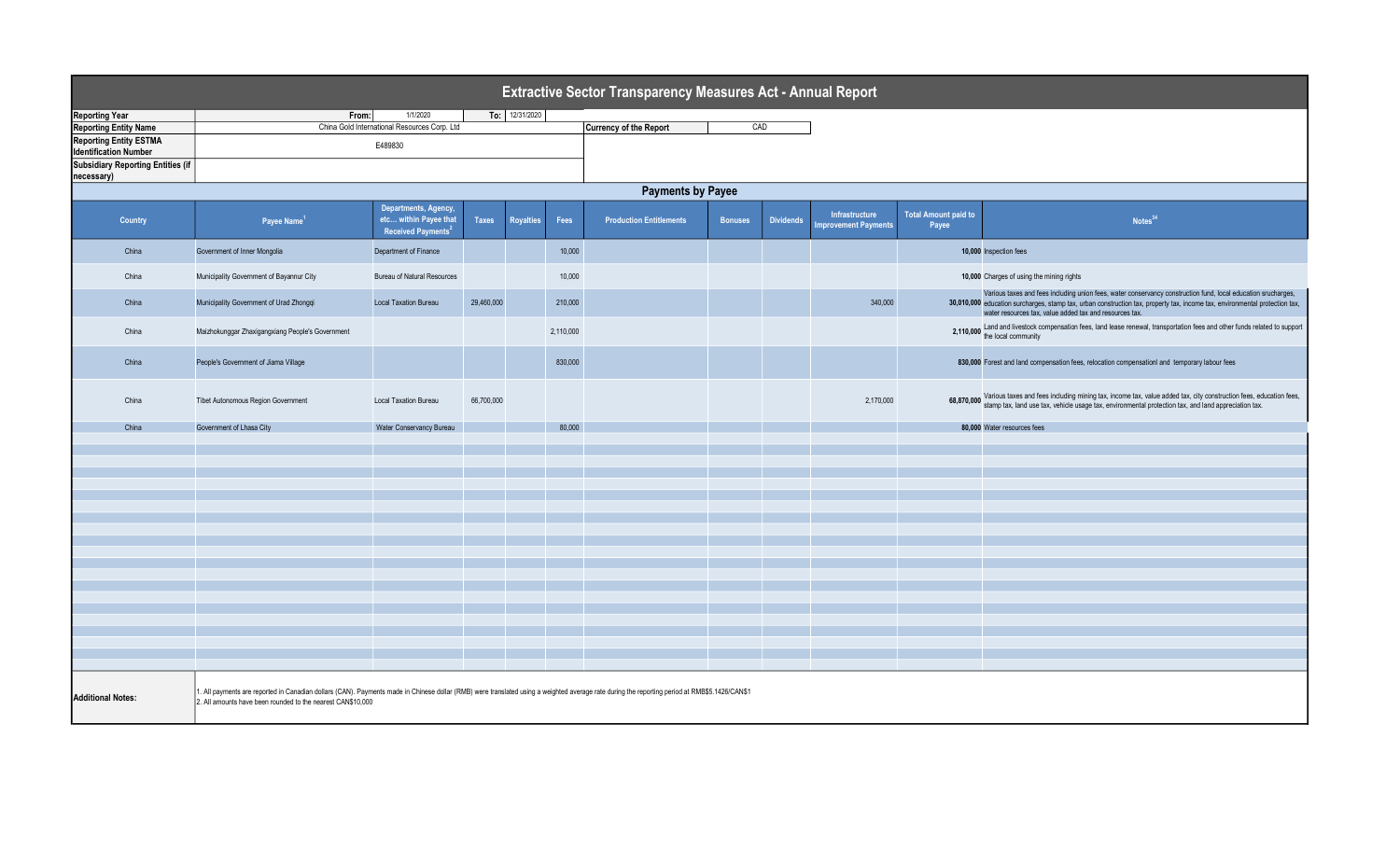# Extractive Sector Transparency Measures Act - Annual Report

| | |
|---|---|
| **Reporting Year** | From: 1/1/2020 To: 12/31/2020 |
| **Reporting Entity Name** | China Gold International Resources Corp. Ltd |
| **Currency of the Report** | CAD |
| **Reporting Entity ESTMA Identification Number** | E489830 |
| **Subsidiary Reporting Entities (if necessary)** | |

## Payments by Payee

| Country | Payee Name[1] | Departments, Agency, etc... within Payee that Received Payments[2] | Taxes | Royalties | Fees | Production Entitlements | Bonuses | Dividends | Infrastructure Improvement Payments | Total Amount paid to Payee | Notes[34] |
|---|---|---|---|---|---|---|---|---|---|---|---|
| China | Government of Inner Mongolia | Department of Finance | | | 10,000 | | | | | **10,000** | Inspection fees |
| China | Municipality Government of Bayannur City | Bureau of Natural Resources | | | 10,000 | | | | | **10,000** | Charges of using the mining rights |
| China | Municipality Government of Urad Zhongqi | Local Taxation Bureau | 29,460,000 | | 210,000 | | | | 340,000 | **30,010,000** | Various taxes and fees including union fees, water conservancy construction fund, local education srucharges, education surcharges, stamp tax, urban construction tax, property tax, income tax, environmental protection tax, water resources tax, value added tax and resources tax. |
| China | Maizhokunggar Zhaxigangxiang People's Government | | | | 2,110,000 | | | | | **2,110,000** | Land and livestock compensation fees, land lease renewal, transportation fees and other funds related to support the local community |
| China | People's Government of Jiama Village | | | | 830,000 | | | | | **830,000** | Forest and land compensation fees, relocation compensationl and temporary labour fees |
| China | Tibet Autonomous Region Government | Local Taxation Bureau | 66,700,000 | | | | | | 2,170,000 | **68,870,000** | Various taxes and fees including mining tax, income tax, value added tax, city construction fees, education fees, stamp tax, land use tax, vehicle usage tax, environmental protection tax, and land appreciation tax. |
| China | Government of Lhasa City | Water Conservancy Bureau | | | 80,000 | | | | | **80,000** | Water resources fees |

**Additional Notes:**

1. All payments are reported in Canadian dollars (CAN). Payments made in Chinese dollar (RMB) were translated using a weighted average rate during the reporting period at RMB$5.1426/CAN$1
2. All amounts have been rounded to the nearest CAN$10,000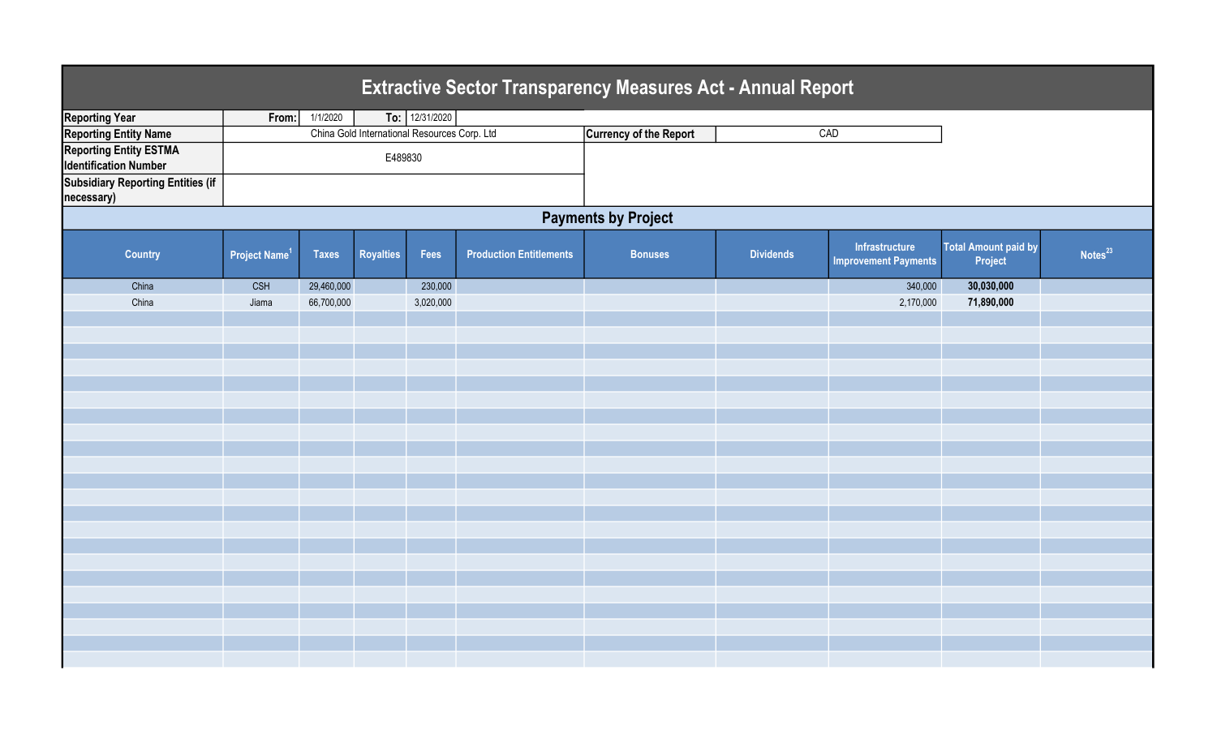# Extractive Sector Transparency Measures Act - Annual Report

| | | | | |
|---|---|---|---|---|
| **Reporting Year** | **From:** 1/1/2020 | **To:** 12/31/2020 | | |
| **Reporting Entity Name** | China Gold International Resources Corp. Ltd | | **Currency of the Report** | CAD |
| **Reporting Entity ESTMA Identification Number** | E489830 | | | |
| **Subsidiary Reporting Entities (if necessary)** | | | | |

## Payments by Project

| Country | Project Name[1] | Taxes | Royalties | Fees | Production Entitlements | Bonuses | Dividends | Infrastructure Improvement Payments | Total Amount paid by Project | Notes[23] |
|---|---|---|---|---|---|---|---|---|---|---|
| China | CSH | 29,460,000 | | 230,000 | | | | 340,000 | **30,030,000** | |
| China | Jiama | 66,700,000 | | 3,020,000 | | | | 2,170,000 | **71,890,000** | |